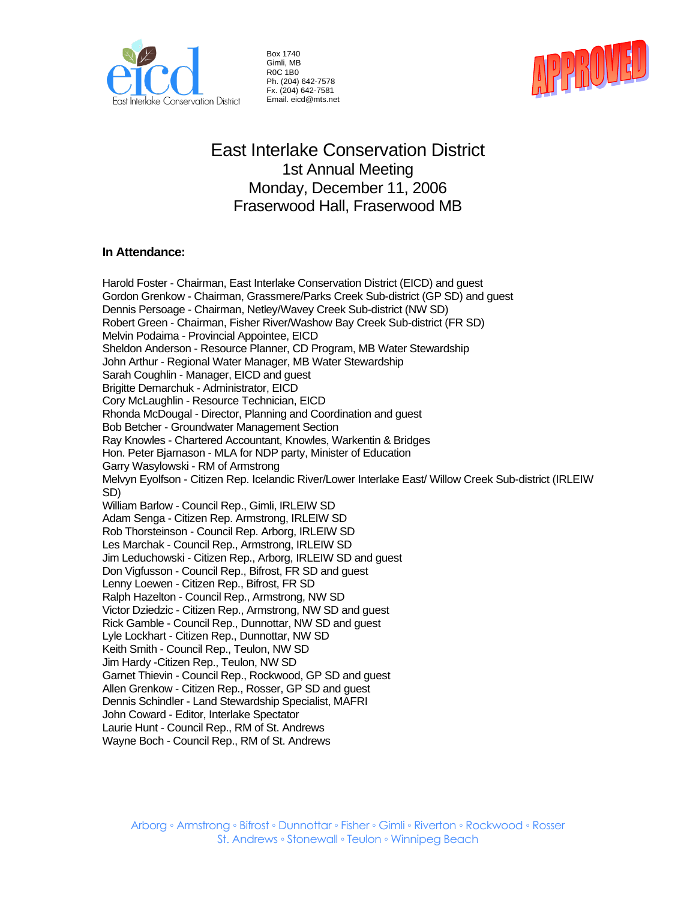eicd
East Interlake Conservation District

Box 1740
Gimli, MB
R0C 1B0
Ph. (204) 642-7578
Fx. (204) 642-7581
Email. eicd@mts.net

APPROVED

# East Interlake Conservation District
## 1st Annual Meeting
## Monday, December 11, 2006
## Fraserwood Hall, Fraserwood MB

**In Attendance:**

Harold Foster - Chairman, East Interlake Conservation District (EICD) and guest
Gordon Grenkow - Chairman, Grassmere/Parks Creek Sub-district (GP SD) and guest
Dennis Persoage - Chairman, Netley/Wavey Creek Sub-district (NW SD)
Robert Green - Chairman, Fisher River/Washow Bay Creek Sub-district (FR SD)
Melvin Podaima - Provincial Appointee, EICD
Sheldon Anderson - Resource Planner, CD Program, MB Water Stewardship
John Arthur - Regional Water Manager, MB Water Stewardship
Sarah Coughlin - Manager, EICD and guest
Brigitte Demarchuk - Administrator, EICD
Cory McLaughlin - Resource Technician, EICD
Rhonda McDougal - Director, Planning and Coordination and guest
Bob Betcher - Groundwater Management Section
Ray Knowles - Chartered Accountant, Knowles, Warkentin & Bridges
Hon. Peter Bjarnason - MLA for NDP party, Minister of Education
Garry Wasylowski - RM of Armstrong
Melvyn Eyolfson - Citizen Rep. Icelandic River/Lower Interlake East/ Willow Creek Sub-district (IRLEIW SD)
William Barlow - Council Rep., Gimli, IRLEIW SD
Adam Senga - Citizen Rep. Armstrong, IRLEIW SD
Rob Thorsteinson - Council Rep. Arborg, IRLEIW SD
Les Marchak - Council Rep., Armstrong, IRLEIW SD
Jim Leduchowski - Citizen Rep., Arborg, IRLEIW SD and guest
Don Vigfusson - Council Rep., Bifrost, FR SD and guest
Lenny Loewen - Citizen Rep., Bifrost, FR SD
Ralph Hazelton - Council Rep., Armstrong, NW SD
Victor Dziedzic - Citizen Rep., Armstrong, NW SD and guest
Rick Gamble - Council Rep., Dunnottar, NW SD and guest
Lyle Lockhart - Citizen Rep., Dunnottar, NW SD
Keith Smith - Council Rep., Teulon, NW SD
Jim Hardy -Citizen Rep., Teulon, NW SD
Garnet Thievin - Council Rep., Rockwood, GP SD and guest
Allen Grenkow - Citizen Rep., Rosser, GP SD and guest
Dennis Schindler - Land Stewardship Specialist, MAFRI
John Coward - Editor, Interlake Spectator
Laurie Hunt - Council Rep., RM of St. Andrews
Wayne Boch - Council Rep., RM of St. Andrews

Arborg ◦ Armstrong ◦ Bifrost ◦ Dunnottar ◦ Fisher ◦ Gimli ◦ Riverton ◦ Rockwood ◦ Rosser
St. Andrews ◦ Stonewall ◦ Teulon ◦ Winnipeg Beach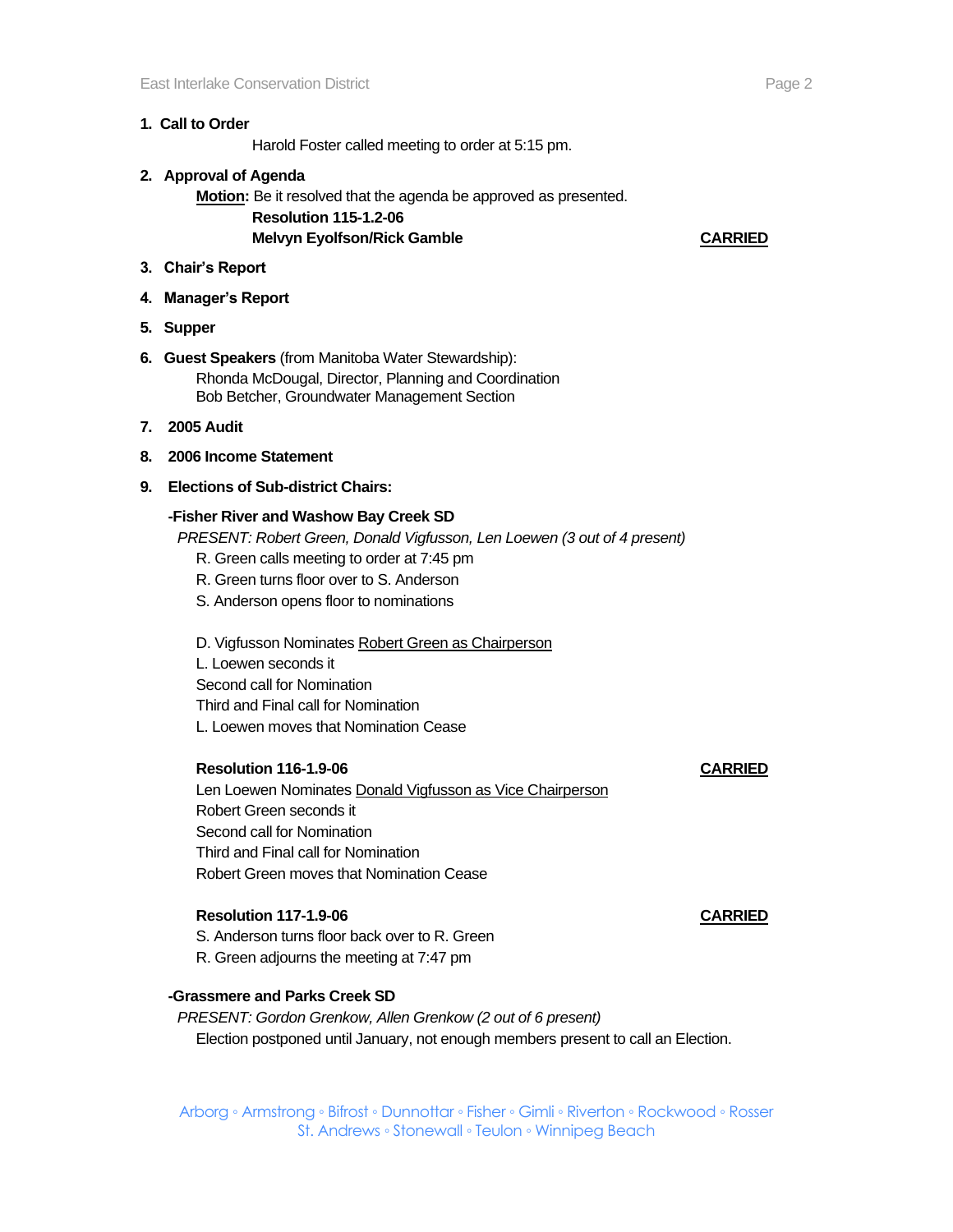1. **Call to Order**

   Harold Foster called meeting to order at 5:15 pm.

2. **Approval of Agenda**

   **<u>Motion</u>:** Be it resolved that the agenda be approved as presented.
   **Resolution 115-1.2-06**
   **Melvyn Eyolfson/Rick Gamble** **<u>CARRIED</u>**

3. **Chair's Report**

4. **Manager's Report**

5. **Supper**

6. **Guest Speakers** (from Manitoba Water Stewardship):
   Rhonda McDougal, Director, Planning and Coordination
   Bob Betcher, Groundwater Management Section

7. **2005 Audit**

8. **2006 Income Statement**

9. **Elections of Sub-district Chairs:**

**-Fisher River and Washow Bay Creek SD**

*PRESENT: Robert Green, Donald Vigfusson, Len Loewen (3 out of 4 present)*

R. Green calls meeting to order at 7:45 pm
R. Green turns floor over to S. Anderson
S. Anderson opens floor to nominations

D. Vigfusson Nominates <u>Robert Green as Chairperson</u>
L. Loewen seconds it
Second call for Nomination
Third and Final call for Nomination
L. Loewen moves that Nomination Cease

**Resolution 116-1.9-06** **<u>CARRIED</u>**

Len Loewen Nominates <u>Donald Vigfusson as Vice Chairperson</u>
Robert Green seconds it
Second call for Nomination
Third and Final call for Nomination
Robert Green moves that Nomination Cease

**Resolution 117-1.9-06** **<u>CARRIED</u>**

S. Anderson turns floor back over to R. Green
R. Green adjourns the meeting at 7:47 pm

**-Grassmere and Parks Creek SD**

*PRESENT: Gordon Grenkow, Allen Grenkow (2 out of 6 present)*

Election postponed until January, not enough members present to call an Election.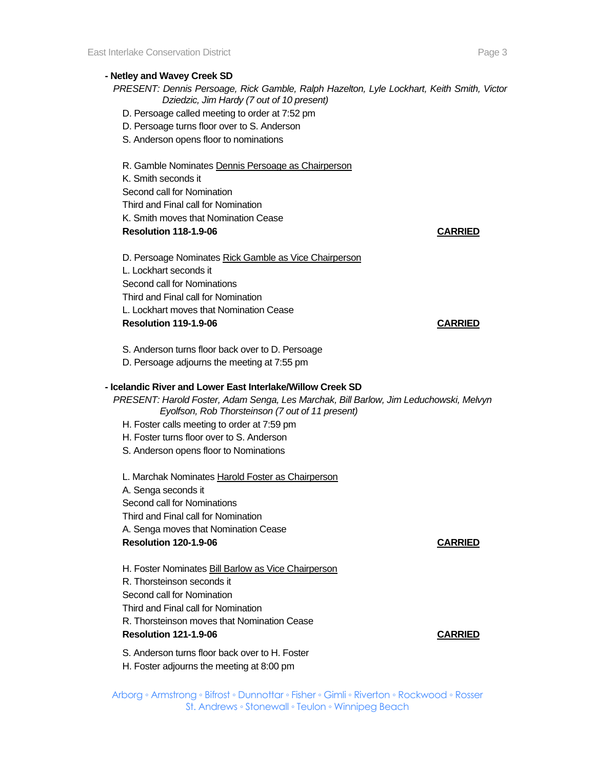**- Netley and Wavey Creek SD**

*PRESENT: Dennis Persoage, Rick Gamble, Ralph Hazelton, Lyle Lockhart, Keith Smith, Victor Dziedzic, Jim Hardy (7 out of 10 present)*

D. Persoage called meeting to order at 7:52 pm
D. Persoage turns floor over to S. Anderson
S. Anderson opens floor to nominations

R. Gamble Nominates <u>Dennis Persoage as Chairperson</u>
K. Smith seconds it
Second call for Nomination
Third and Final call for Nomination
K. Smith moves that Nomination Cease
**Resolution 118-1.9-06** **<u>CARRIED</u>**

D. Persoage Nominates <u>Rick Gamble as Vice Chairperson</u>
L. Lockhart seconds it
Second call for Nominations
Third and Final call for Nomination
L. Lockhart moves that Nomination Cease
**Resolution 119-1.9-06** **<u>CARRIED</u>**

S. Anderson turns floor back over to D. Persoage
D. Persoage adjourns the meeting at 7:55 pm

**- Icelandic River and Lower East Interlake/Willow Creek SD**

*PRESENT: Harold Foster, Adam Senga, Les Marchak, Bill Barlow, Jim Leduchowski, Melvyn Eyolfson, Rob Thorsteinson (7 out of 11 present)*

H. Foster calls meeting to order at 7:59 pm
H. Foster turns floor over to S. Anderson
S. Anderson opens floor to Nominations

L. Marchak Nominates <u>Harold Foster as Chairperson</u>
A. Senga seconds it
Second call for Nominations
Third and Final call for Nomination
A. Senga moves that Nomination Cease
**Resolution 120-1.9-06** **<u>CARRIED</u>**

H. Foster Nominates <u>Bill Barlow as Vice Chairperson</u>
R. Thorsteinson seconds it
Second call for Nomination
Third and Final call for Nomination
R. Thorsteinson moves that Nomination Cease
**Resolution 121-1.9-06** **<u>CARRIED</u>**

S. Anderson turns floor back over to H. Foster
H. Foster adjourns the meeting at 8:00 pm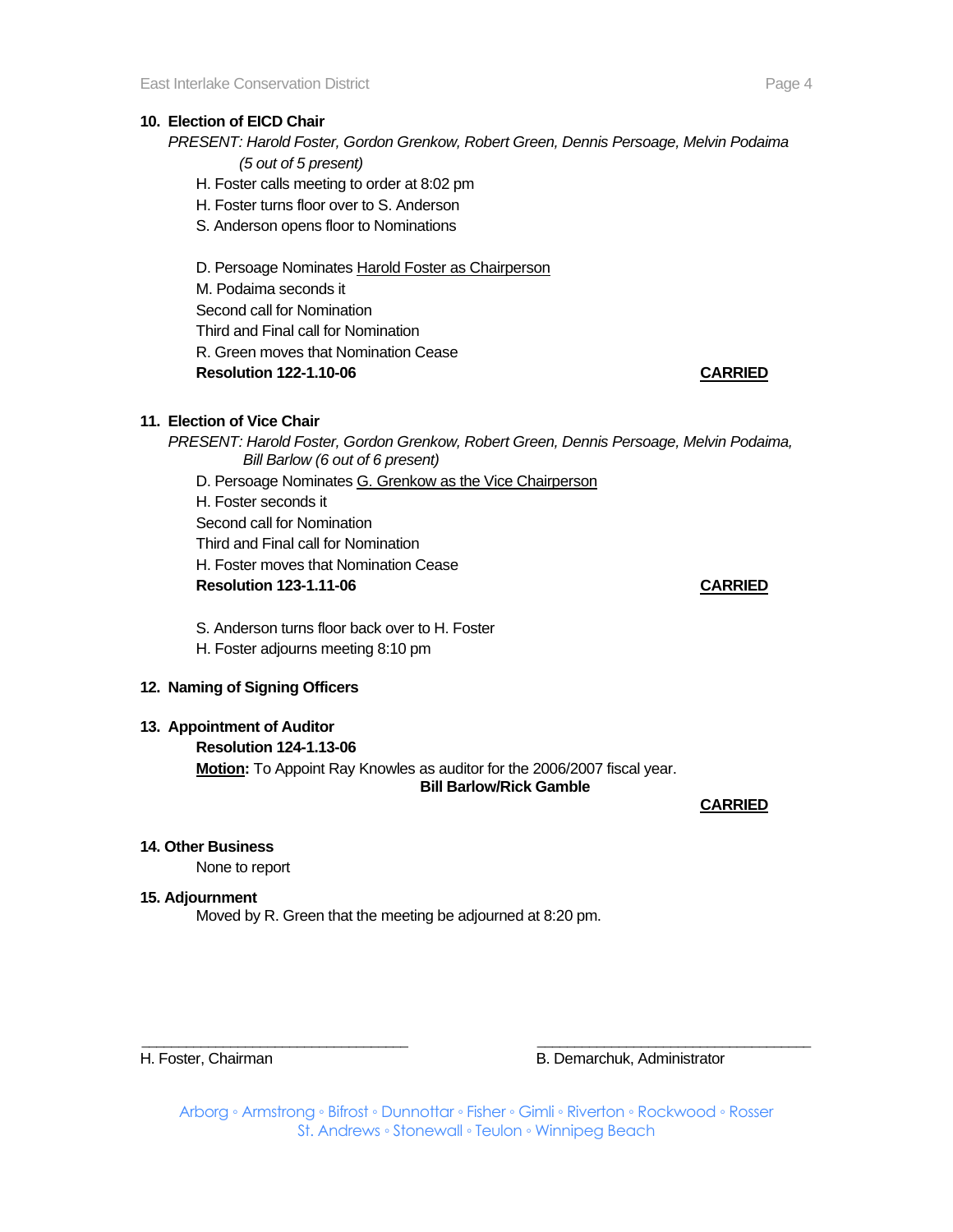## 10. Election of EICD Chair

*PRESENT: Harold Foster, Gordon Grenkow, Robert Green, Dennis Persoage, Melvin Podaima (5 out of 5 present)*

H. Foster calls meeting to order at 8:02 pm
H. Foster turns floor over to S. Anderson
S. Anderson opens floor to Nominations

D. Persoage Nominates <u>Harold Foster as Chairperson</u>
M. Podaima seconds it
Second call for Nomination
Third and Final call for Nomination
R. Green moves that Nomination Cease

**Resolution 122-1.10-06** **<u>CARRIED</u>**

## 11. Election of Vice Chair

*PRESENT: Harold Foster, Gordon Grenkow, Robert Green, Dennis Persoage, Melvin Podaima, Bill Barlow (6 out of 6 present)*

D. Persoage Nominates <u>G. Grenkow as the Vice Chairperson</u>
H. Foster seconds it
Second call for Nomination
Third and Final call for Nomination
H. Foster moves that Nomination Cease

**Resolution 123-1.11-06** **<u>CARRIED</u>**

S. Anderson turns floor back over to H. Foster
H. Foster adjourns meeting 8:10 pm

## 12. Naming of Signing Officers

## 13. Appointment of Auditor

**Resolution 124-1.13-06**

**<u>Motion</u>:** To Appoint Ray Knowles as auditor for the 2006/2007 fiscal year.

**Bill Barlow/Rick Gamble**

**<u>CARRIED</u>**

## 14. Other Business

None to report

## 15. Adjournment

Moved by R. Green that the meeting be adjourned at 8:20 pm.

\_\_\_\_\_\_\_\_\_\_\_\_\_\_\_\_\_\_\_\_\_\_\_\_\_\_\_\_\_\_\_\_
H. Foster, Chairman

\_\_\_\_\_\_\_\_\_\_\_\_\_\_\_\_\_\_\_\_\_\_\_\_\_\_\_\_\_\_\_\_
B. Demarchuk, Administrator

Arborg ◦ Armstrong ◦ Bifrost ◦ Dunnottar ◦ Fisher ◦ Gimli ◦ Riverton ◦ Rockwood ◦ Rosser
St. Andrews ◦ Stonewall ◦ Teulon ◦ Winnipeg Beach